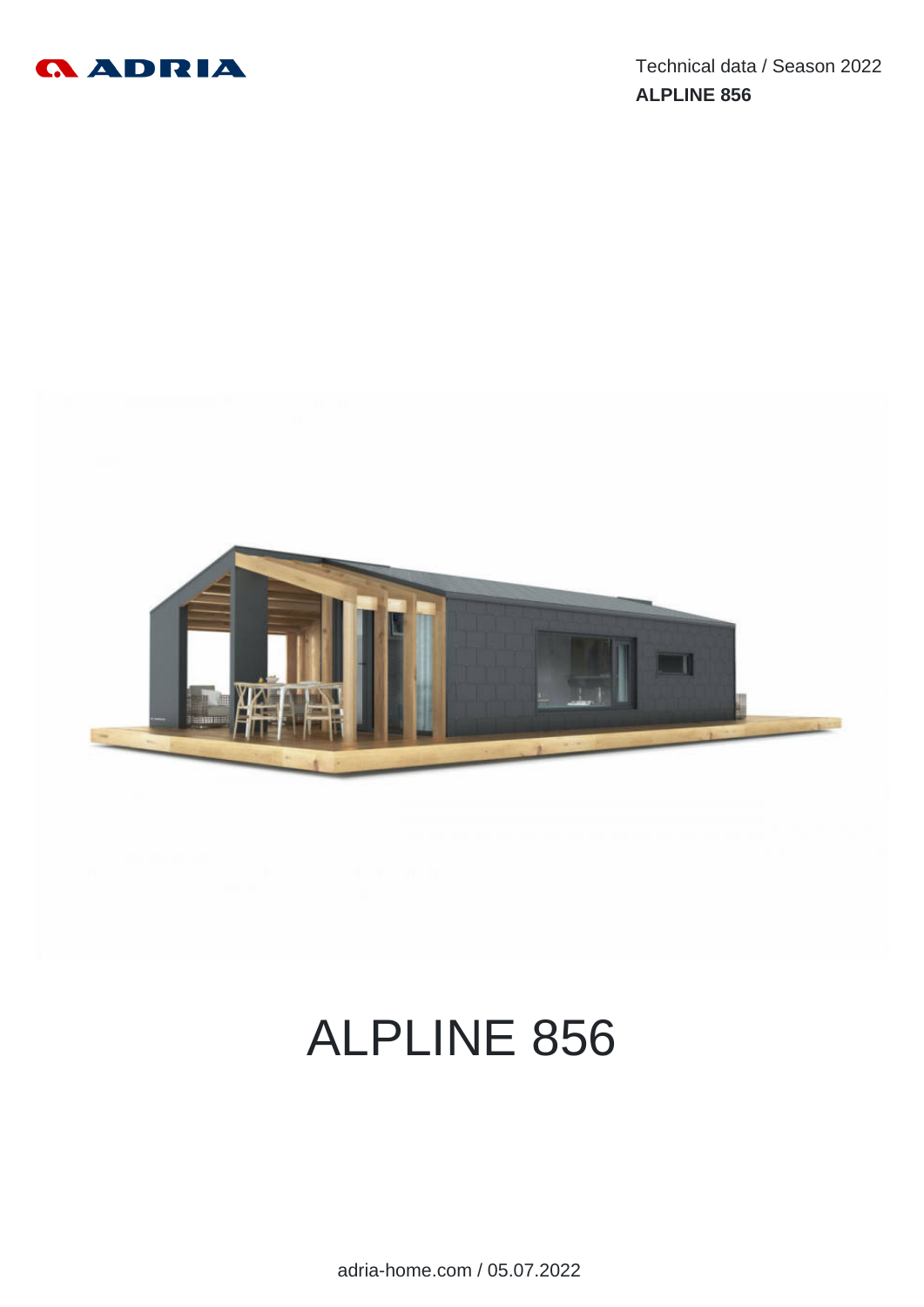Technical data / Season 2022

**ALPLINE 856**

# ALPLINE 856

adria-home.com / 05.07.2022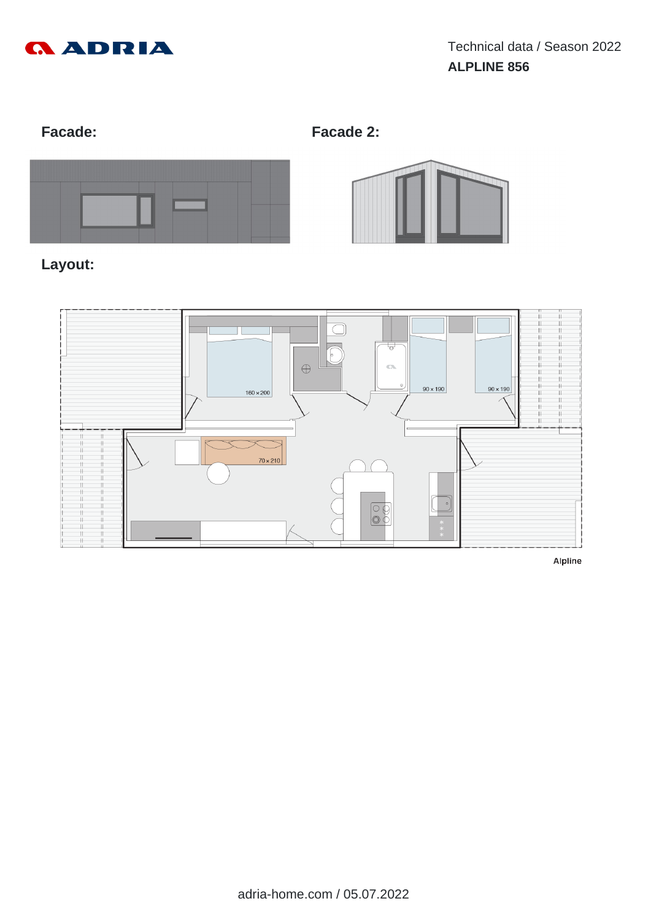Technical data / Season 2022

**ALPLINE 856**

## Facade:

## Facade 2:

## Layout:

160 x 200

90 x 190

90 x 190

70 x 210

Alpline

adria-home.com / 05.07.2022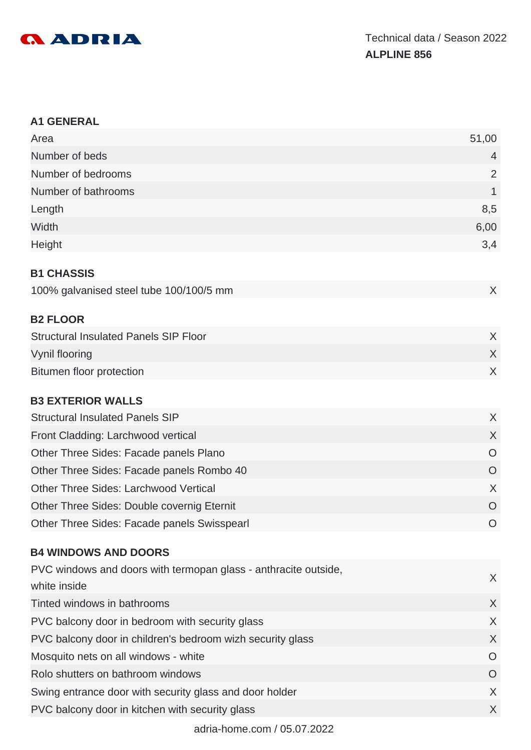Technical data / Season 2022

**ALPLINE 856**

### A1 GENERAL

| | |
|---|---|
| Area | 51,00 |
| Number of beds | 4 |
| Number of bedrooms | 2 |
| Number of bathrooms | 1 |
| Length | 8,5 |
| Width | 6,00 |
| Height | 3,4 |

### B1 CHASSIS

| | |
|---|---|
| 100% galvanised steel tube 100/100/5 mm | X |

### B2 FLOOR

| | |
|---|---|
| Structural Insulated Panels SIP Floor | X |
| Vynil flooring | X |
| Bitumen floor protection | X |

### B3 EXTERIOR WALLS

| | |
|---|---|
| Structural Insulated Panels SIP | X |
| Front Cladding: Larchwood vertical | X |
| Other Three Sides: Facade panels Plano | O |
| Other Three Sides: Facade panels Rombo 40 | O |
| Other Three Sides: Larchwood Vertical | X |
| Other Three Sides: Double covernig Eternit | O |
| Other Three Sides: Facade panels Swisspearl | O |

### B4 WINDOWS AND DOORS

| | |
|---|---|
| PVC windows and doors with termopan glass - anthracite outside, white inside | X |
| Tinted windows in bathrooms | X |
| PVC balcony door in bedroom with security glass | X |
| PVC balcony door in children's bedroom wizh security glass | X |
| Mosquito nets on all windows - white | O |
| Rolo shutters on bathroom windows | O |
| Swing entrance door with security glass and door holder | X |
| PVC balcony door in kitchen with security glass | X |

adria-home.com / 05.07.2022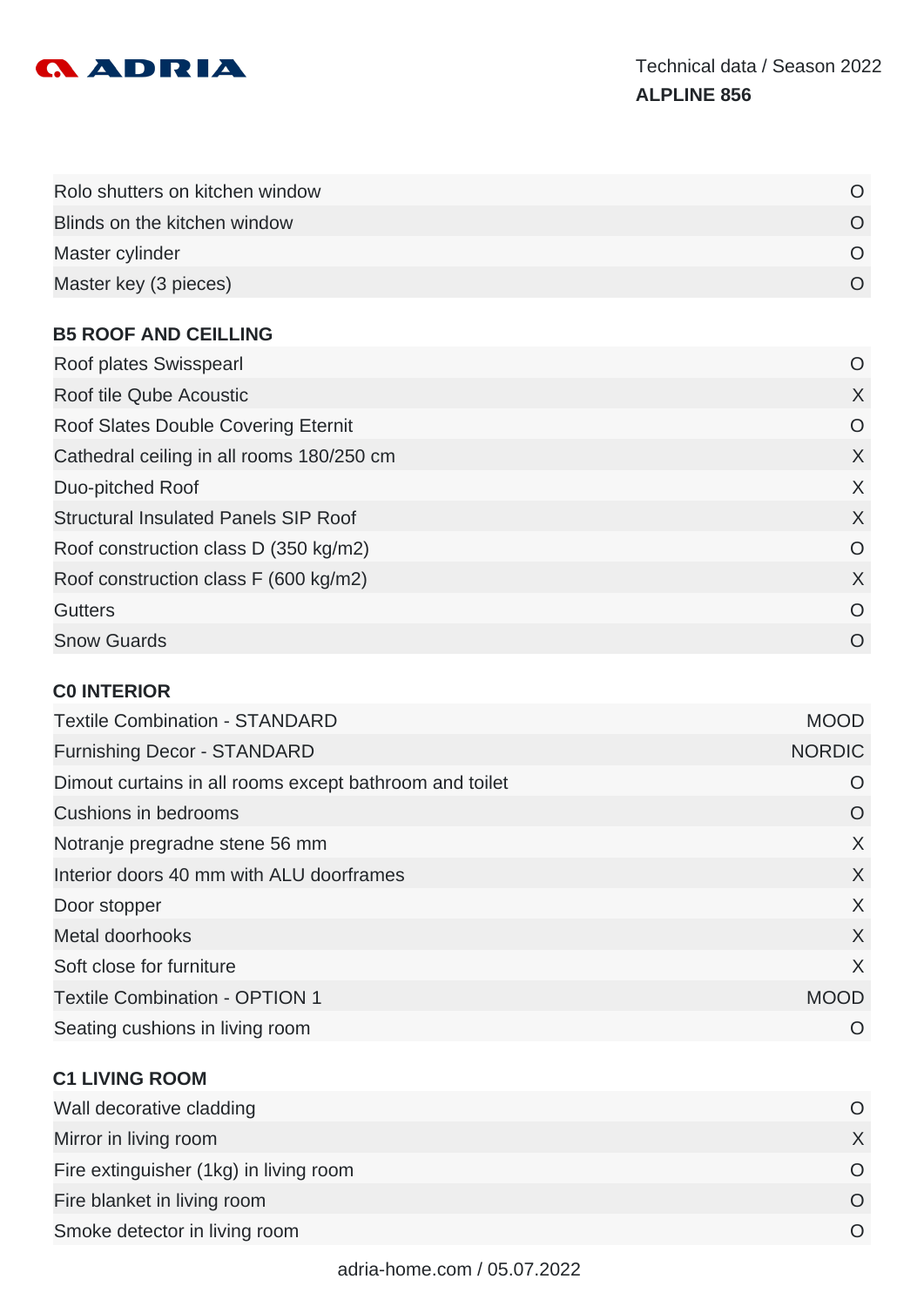| | |
|---|---|
| Rolo shutters on kitchen window | O |
| Blinds on the kitchen window | O |
| Master cylinder | O |
| Master key (3 pieces) | O |

### B5 ROOF AND CEILLING

| | |
|---|---|
| Roof plates Swisspearl | O |
| Roof tile Qube Acoustic | X |
| Roof Slates Double Covering Eternit | O |
| Cathedral ceiling in all rooms 180/250 cm | X |
| Duo-pitched Roof | X |
| Structural Insulated Panels SIP Roof | X |
| Roof construction class D (350 kg/m2) | O |
| Roof construction class F (600 kg/m2) | X |
| Gutters | O |
| Snow Guards | O |

### C0 INTERIOR

| | |
|---|---|
| Textile Combination - STANDARD | MOOD |
| Furnishing Decor - STANDARD | NORDIC |
| Dimout curtains in all rooms except bathroom and toilet | O |
| Cushions in bedrooms | O |
| Notranje pregradne stene 56 mm | X |
| Interior doors 40 mm with ALU doorframes | X |
| Door stopper | X |
| Metal doorhooks | X |
| Soft close for furniture | X |
| Textile Combination - OPTION 1 | MOOD |
| Seating cushions in living room | O |

### C1 LIVING ROOM

| | |
|---|---|
| Wall decorative cladding | O |
| Mirror in living room | X |
| Fire extinguisher (1kg) in living room | O |
| Fire blanket in living room | O |
| Smoke detector in living room | O |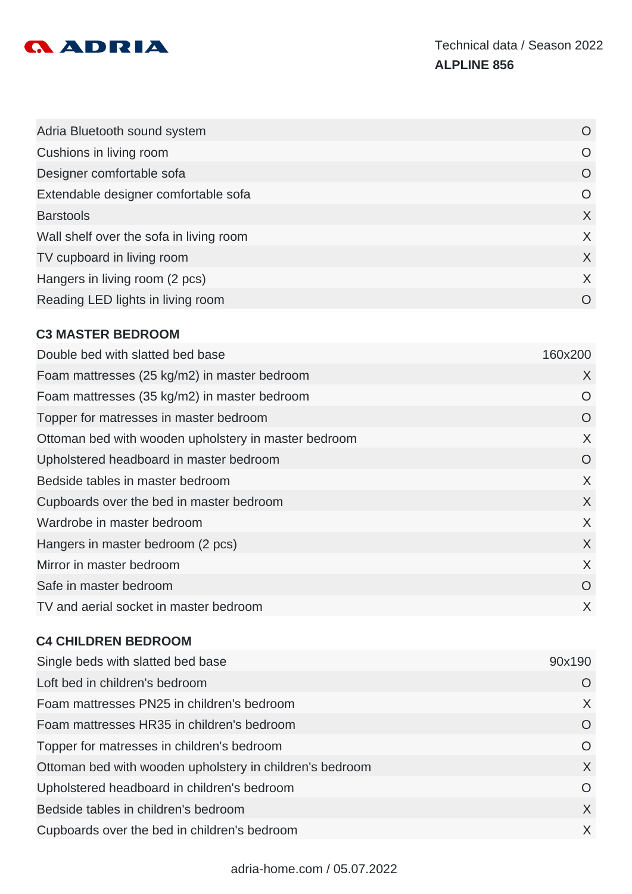| | |
|---|---|
| Adria Bluetooth sound system | O |
| Cushions in living room | O |
| Designer comfortable sofa | O |
| Extendable designer comfortable sofa | O |
| Barstools | X |
| Wall shelf over the sofa in living room | X |
| TV cupboard in living room | X |
| Hangers in living room (2 pcs) | X |
| Reading LED lights in living room | O |

### C3 MASTER BEDROOM

| | |
|---|---|
| Double bed with slatted bed base | 160x200 |
| Foam mattresses (25 kg/m2) in master bedroom | X |
| Foam mattresses (35 kg/m2) in master bedroom | O |
| Topper for matresses in master bedroom | O |
| Ottoman bed with wooden upholstery in master bedroom | X |
| Upholstered headboard in master bedroom | O |
| Bedside tables in master bedroom | X |
| Cupboards over the bed in master bedroom | X |
| Wardrobe in master bedroom | X |
| Hangers in master bedroom (2 pcs) | X |
| Mirror in master bedroom | X |
| Safe in master bedroom | O |
| TV and aerial socket in master bedroom | X |

### C4 CHILDREN BEDROOM

| | |
|---|---|
| Single beds with slatted bed base | 90x190 |
| Loft bed in children's bedroom | O |
| Foam mattresses PN25 in children's bedroom | X |
| Foam mattresses HR35 in children's bedroom | O |
| Topper for matresses in children's bedroom | O |
| Ottoman bed with wooden upholstery in children's bedroom | X |
| Upholstered headboard in children's bedroom | O |
| Bedside tables in children's bedroom | X |
| Cupboards over the bed in children's bedroom | X |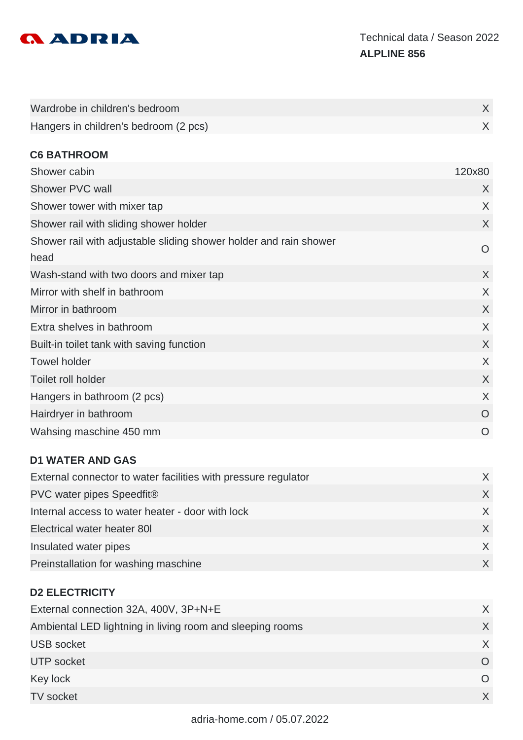| | |
|---|---|
| Wardrobe in children's bedroom | X |
| Hangers in children's bedroom (2 pcs) | X |

### C6 BATHROOM

| | |
|---|---|
| Shower cabin | 120x80 |
| Shower PVC wall | X |
| Shower tower with mixer tap | X |
| Shower rail with sliding shower holder | X |
| Shower rail with adjustable sliding shower holder and rain shower head | O |
| Wash-stand with two doors and mixer tap | X |
| Mirror with shelf in bathroom | X |
| Mirror in bathroom | X |
| Extra shelves in bathroom | X |
| Built-in toilet tank with saving function | X |
| Towel holder | X |
| Toilet roll holder | X |
| Hangers in bathroom (2 pcs) | X |
| Hairdryer in bathroom | O |
| Wahsing maschine 450 mm | O |

### D1 WATER AND GAS

| | |
|---|---|
| External connector to water facilities with pressure regulator | X |
| PVC water pipes Speedfit® | X |
| Internal access to water heater - door with lock | X |
| Electrical water heater 80l | X |
| Insulated water pipes | X |
| Preinstallation for washing maschine | X |

### D2 ELECTRICITY

| | |
|---|---|
| External connection 32A, 400V, 3P+N+E | X |
| Ambiental LED lightning in living room and sleeping rooms | X |
| USB socket | X |
| UTP socket | O |
| Key lock | O |
| TV socket | X |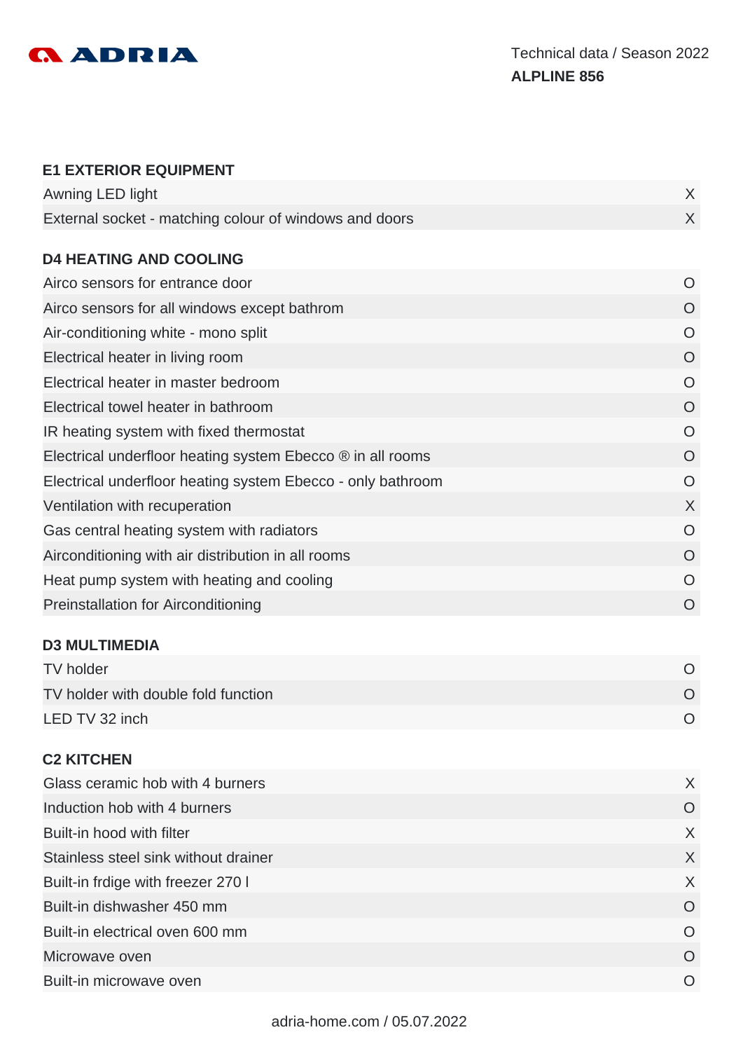## E1 EXTERIOR EQUIPMENT

| | |
|---|---|
| Awning LED light | X |
| External socket - matching colour of windows and doors | X |

## D4 HEATING AND COOLING

| | |
|---|---|
| Airco sensors for entrance door | O |
| Airco sensors for all windows except bathrom | O |
| Air-conditioning white - mono split | O |
| Electrical heater in living room | O |
| Electrical heater in master bedroom | O |
| Electrical towel heater in bathroom | O |
| IR heating system with fixed thermostat | O |
| Electrical underfloor heating system Ebecco ® in all rooms | O |
| Electrical underfloor heating system Ebecco - only bathroom | O |
| Ventilation with recuperation | X |
| Gas central heating system with radiators | O |
| Airconditioning with air distribution in all rooms | O |
| Heat pump system with heating and cooling | O |
| Preinstallation for Airconditioning | O |

## D3 MULTIMEDIA

| | |
|---|---|
| TV holder | O |
| TV holder with double fold function | O |
| LED TV 32 inch | O |

## C2 KITCHEN

| | |
|---|---|
| Glass ceramic hob with 4 burners | X |
| Induction hob with 4 burners | O |
| Built-in hood with filter | X |
| Stainless steel sink without drainer | X |
| Built-in frdige with freezer 270 l | X |
| Built-in dishwasher 450 mm | O |
| Built-in electrical oven 600 mm | O |
| Microwave oven | O |
| Built-in microwave oven | O |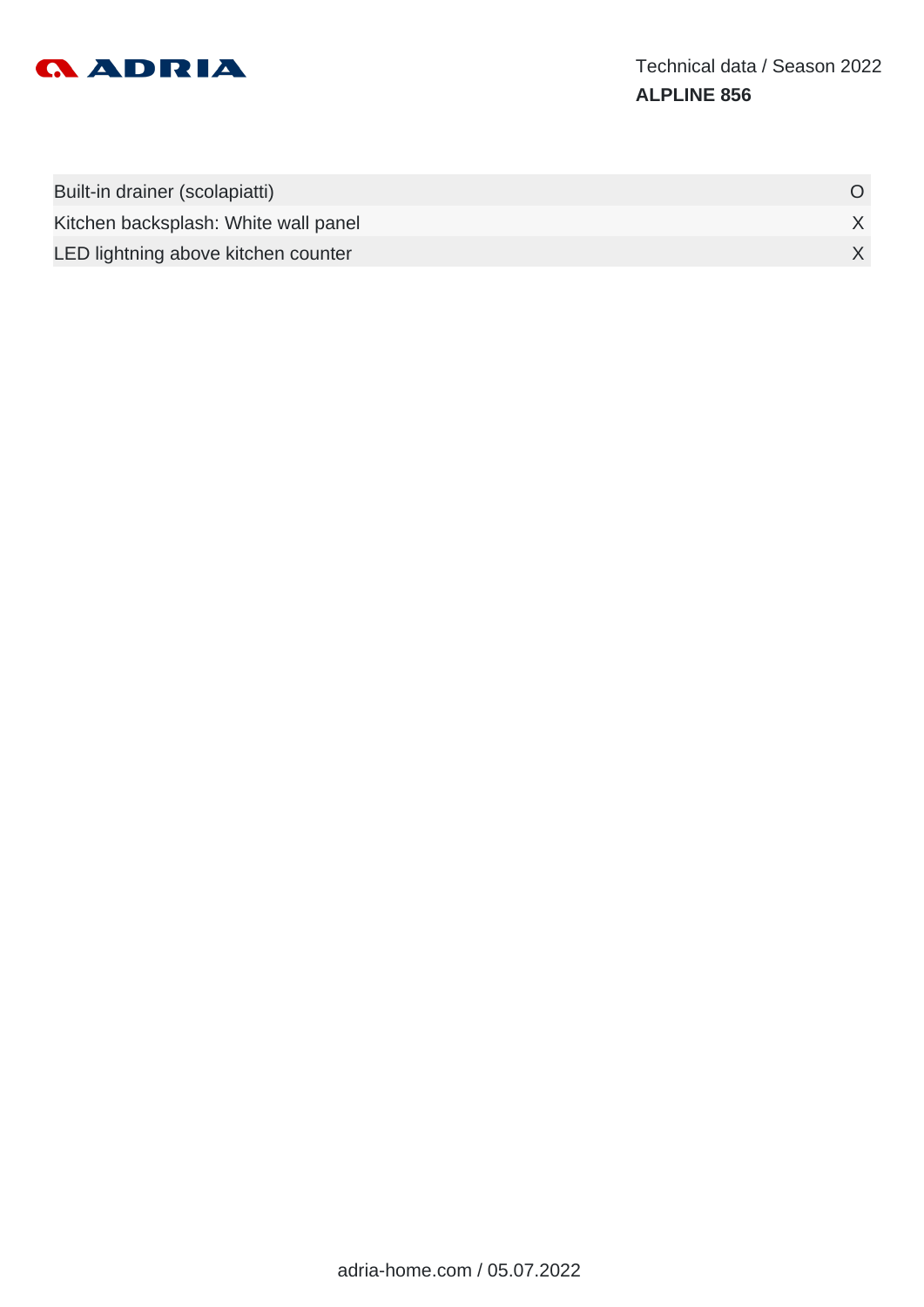| | |
|---|---|
| Built-in drainer (scolapiatti) | O |
| Kitchen backsplash: White wall panel | X |
| LED lightning above kitchen counter | X |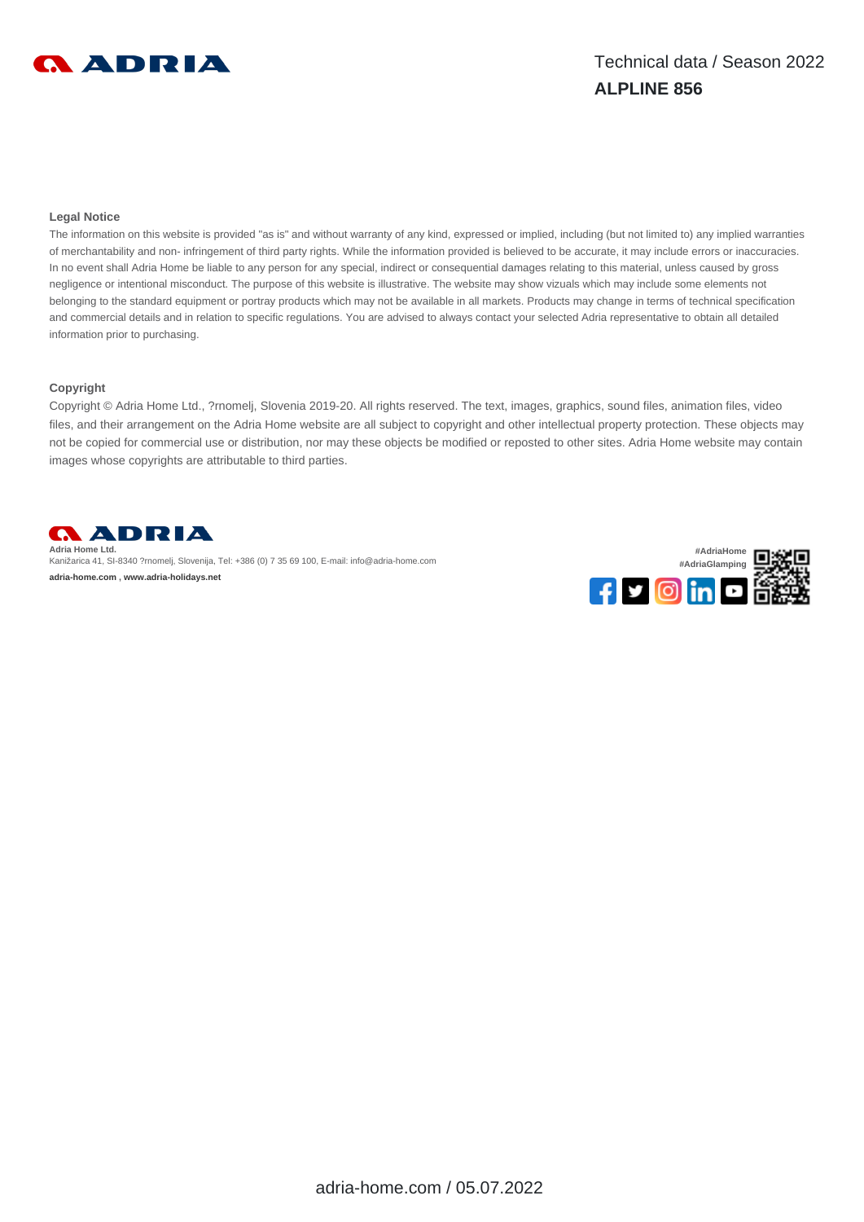### Legal Notice

The information on this website is provided "as is" and without warranty of any kind, expressed or implied, including (but not limited to) any implied warranties of merchantability and non- infringement of third party rights. While the information provided is believed to be accurate, it may include errors or inaccuracies. In no event shall Adria Home be liable to any person for any special, indirect or consequential damages relating to this material, unless caused by gross negligence or intentional misconduct. The purpose of this website is illustrative. The website may show vizuals which may include some elements not belonging to the standard equipment or portray products which may not be available in all markets. Products may change in terms of technical specification and commercial details and in relation to specific regulations. You are advised to always contact your selected Adria representative to obtain all detailed information prior to purchasing.

### Copyright

Copyright © Adria Home Ltd., ?rnomelj, Slovenia 2019-20. All rights reserved. The text, images, graphics, sound files, animation files, video files, and their arrangement on the Adria Home website are all subject to copyright and other intellectual property protection. These objects may not be copied for commercial use or distribution, nor may these objects be modified or reposted to other sites. Adria Home website may contain images whose copyrights are attributable to third parties.

**Adria Home Ltd.**
Kanižarica 41, SI-8340 ?rnomelj, Slovenija, Tel: +386 (0) 7 35 69 100, E-mail: info@adria-home.com

**adria-home.com , www.adria-holidays.net**

**#AdriaHome**
**#AdriaGlamping**